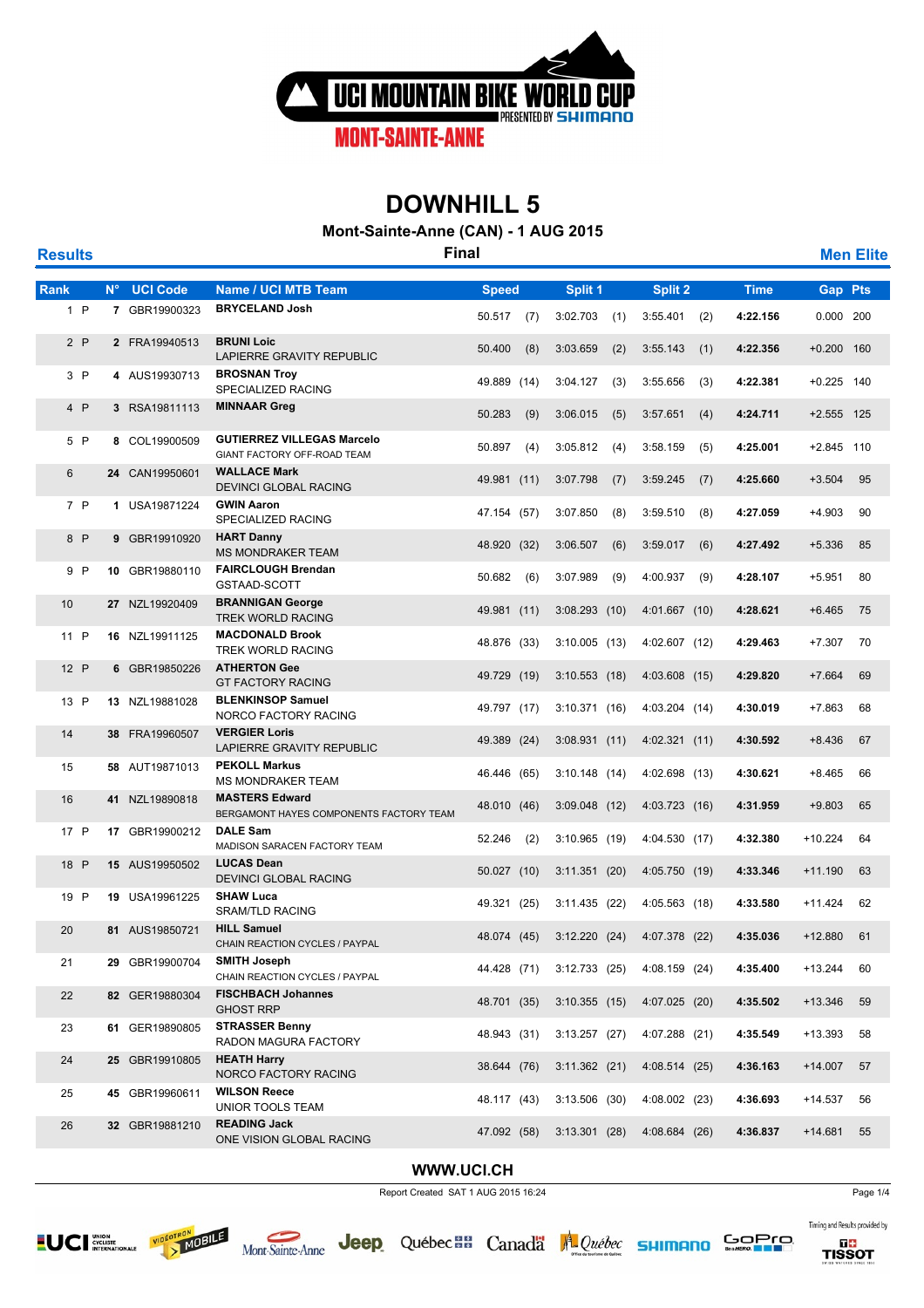# UCI MOUNTAIN BIKE WORLD CUP

PRESENTED BY SHIMANO

MONT-SAINTE-ANNE

## DOWNHILL 5

**Mont-Sainte-Anne (CAN) - 1 AUG 2015**

**Results** — **Final** — **Men Elite**

| Rank | | N° | UCI Code | Name / UCI MTB Team | Speed | | Split 1 | | Split 2 | | Time | Gap | Pts |
|---|---|---|---|---|---|---|---|---|---|---|---|---|---|
| 1 | P | 7 | GBR19900323 | **BRYCELAND Josh** | 50.517 | (7) | 3:02.703 | (1) | 3:55.401 | (2) | **4:22.156** | 0.000 | 200 |
| 2 | P | 2 | FRA19940513 | **BRUNI Loic**<br>LAPIERRE GRAVITY REPUBLIC | 50.400 | (8) | 3:03.659 | (2) | 3:55.143 | (1) | **4:22.356** | +0.200 | 160 |
| 3 | P | 4 | AUS19930713 | **BROSNAN Troy**<br>SPECIALIZED RACING | 49.889 | (14) | 3:04.127 | (3) | 3:55.656 | (3) | **4:22.381** | +0.225 | 140 |
| 4 | P | 3 | RSA19811113 | **MINNAAR Greg** | 50.283 | (9) | 3:06.015 | (5) | 3:57.651 | (4) | **4:24.711** | +2.555 | 125 |
| 5 | P | 8 | COL19900509 | **GUTIERREZ VILLEGAS Marcelo**<br>GIANT FACTORY OFF-ROAD TEAM | 50.897 | (4) | 3:05.812 | (4) | 3:58.159 | (5) | **4:25.001** | +2.845 | 110 |
| 6 | | 24 | CAN19950601 | **WALLACE Mark**<br>DEVINCI GLOBAL RACING | 49.981 | (11) | 3:07.798 | (7) | 3:59.245 | (7) | **4:25.660** | +3.504 | 95 |
| 7 | P | 1 | USA19871224 | **GWIN Aaron**<br>SPECIALIZED RACING | 47.154 | (57) | 3:07.850 | (8) | 3:59.510 | (8) | **4:27.059** | +4.903 | 90 |
| 8 | P | 9 | GBR19910920 | **HART Danny**<br>MS MONDRAKER TEAM | 48.920 | (32) | 3:06.507 | (6) | 3:59.017 | (6) | **4:27.492** | +5.336 | 85 |
| 9 | P | 10 | GBR19880110 | **FAIRCLOUGH Brendan**<br>GSTAAD-SCOTT | 50.682 | (6) | 3:07.989 | (9) | 4:00.937 | (9) | **4:28.107** | +5.951 | 80 |
| 10 | | 27 | NZL19920409 | **BRANNIGAN George**<br>TREK WORLD RACING | 49.981 | (11) | 3:08.293 | (10) | 4:01.667 | (10) | **4:28.621** | +6.465 | 75 |
| 11 | P | 16 | NZL19911125 | **MACDONALD Brook**<br>TREK WORLD RACING | 48.876 | (33) | 3:10.005 | (13) | 4:02.607 | (12) | **4:29.463** | +7.307 | 70 |
| 12 | P | 6 | GBR19850226 | **ATHERTON Gee**<br>GT FACTORY RACING | 49.729 | (19) | 3:10.553 | (18) | 4:03.608 | (15) | **4:29.820** | +7.664 | 69 |
| 13 | P | 13 | NZL19881028 | **BLENKINSOP Samuel**<br>NORCO FACTORY RACING | 49.797 | (17) | 3:10.371 | (16) | 4:03.204 | (14) | **4:30.019** | +7.863 | 68 |
| 14 | | 38 | FRA19960507 | **VERGIER Loris**<br>LAPIERRE GRAVITY REPUBLIC | 49.389 | (24) | 3:08.931 | (11) | 4:02.321 | (11) | **4:30.592** | +8.436 | 67 |
| 15 | | 58 | AUT19871013 | **PEKOLL Markus**<br>MS MONDRAKER TEAM | 46.446 | (65) | 3:10.148 | (14) | 4:02.698 | (13) | **4:30.621** | +8.465 | 66 |
| 16 | | 41 | NZL19890818 | **MASTERS Edward**<br>BERGAMONT HAYES COMPONENTS FACTORY TEAM | 48.010 | (46) | 3:09.048 | (12) | 4:03.723 | (16) | **4:31.959** | +9.803 | 65 |
| 17 | P | 17 | GBR19900212 | **DALE Sam**<br>MADISON SARACEN FACTORY TEAM | 52.246 | (2) | 3:10.965 | (19) | 4:04.530 | (17) | **4:32.380** | +10.224 | 64 |
| 18 | P | 15 | AUS19950502 | **LUCAS Dean**<br>DEVINCI GLOBAL RACING | 50.027 | (10) | 3:11.351 | (20) | 4:05.750 | (19) | **4:33.346** | +11.190 | 63 |
| 19 | P | 19 | USA19961225 | **SHAW Luca**<br>SRAM/TLD RACING | 49.321 | (25) | 3:11.435 | (22) | 4:05.563 | (18) | **4:33.580** | +11.424 | 62 |
| 20 | | 81 | AUS19850721 | **HILL Samuel**<br>CHAIN REACTION CYCLES / PAYPAL | 48.074 | (45) | 3:12.220 | (24) | 4:07.378 | (22) | **4:35.036** | +12.880 | 61 |
| 21 | | 29 | GBR19900704 | **SMITH Joseph**<br>CHAIN REACTION CYCLES / PAYPAL | 44.428 | (71) | 3:12.733 | (25) | 4:08.159 | (24) | **4:35.400** | +13.244 | 60 |
| 22 | | 82 | GER19880304 | **FISCHBACH Johannes**<br>GHOST RRP | 48.701 | (35) | 3:10.355 | (15) | 4:07.025 | (20) | **4:35.502** | +13.346 | 59 |
| 23 | | 61 | GER19890805 | **STRASSER Benny**<br>RADON MAGURA FACTORY | 48.943 | (31) | 3:13.257 | (27) | 4:07.288 | (21) | **4:35.549** | +13.393 | 58 |
| 24 | | 25 | GBR19910805 | **HEATH Harry**<br>NORCO FACTORY RACING | 38.644 | (76) | 3:11.362 | (21) | 4:08.514 | (25) | **4:36.163** | +14.007 | 57 |
| 25 | | 45 | GBR19960611 | **WILSON Reece**<br>UNIOR TOOLS TEAM | 48.117 | (43) | 3:13.506 | (30) | 4:08.002 | (23) | **4:36.693** | +14.537 | 56 |
| 26 | | 32 | GBR19881210 | **READING Jack**<br>ONE VISION GLOBAL RACING | 47.092 | (58) | 3:13.301 | (28) | 4:08.684 | (26) | **4:36.837** | +14.681 | 55 |

**WWW.UCI.CH**

Report Created SAT 1 AUG 2015 16:24

Timing and Results provided by TISSOT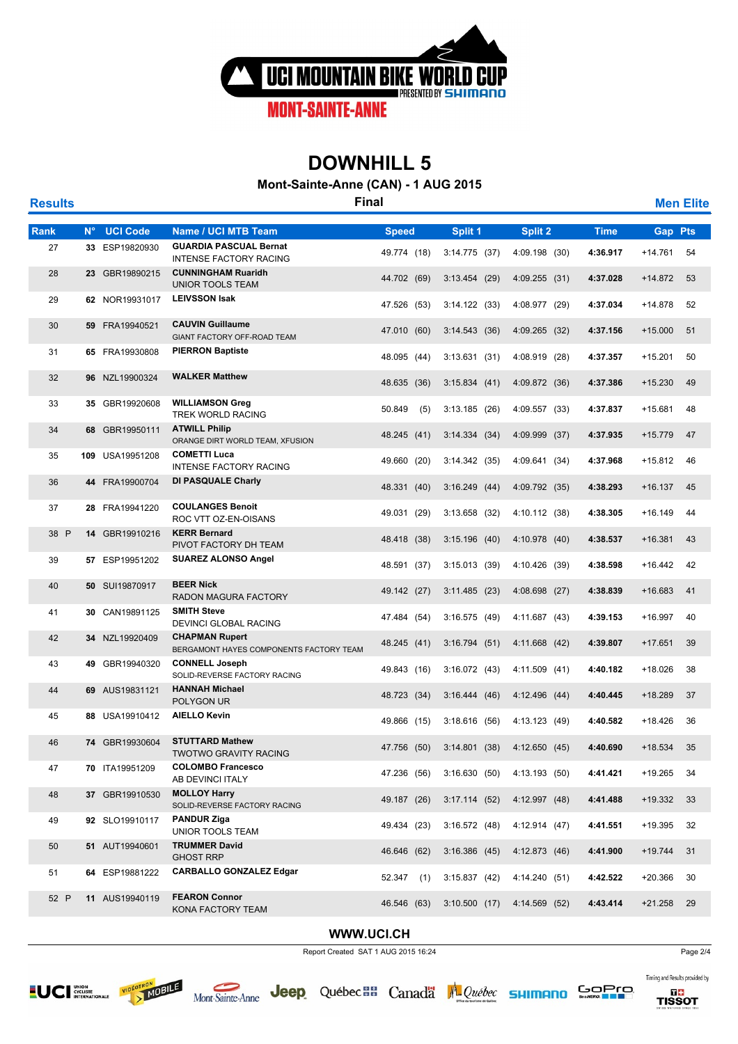# DOWNHILL 5

**Mont-Sainte-Anne (CAN) - 1 AUG 2015**

**Results** — **Final** — **Men Elite**

| Rank | N° | UCI Code | Name / UCI MTB Team | Speed | Split 1 | Split 2 | Time | Gap | Pts |
|---|---|---|---|---|---|---|---|---|---|
| 27 | **33** | ESP19820930 | **GUARDIA PASCUAL Bernat**<br>INTENSE FACTORY RACING | 49.774 (18) | 3:14.775 (37) | 4:09.198 (30) | **4:36.917** | +14.761 | 54 |
| 28 | **23** | GBR19890215 | **CUNNINGHAM Ruaridh**<br>UNIOR TOOLS TEAM | 44.702 (69) | 3:13.454 (29) | 4:09.255 (31) | **4:37.028** | +14.872 | 53 |
| 29 | **62** | NOR19931017 | **LEIVSSON Isak** | 47.526 (53) | 3:14.122 (33) | 4:08.977 (29) | **4:37.034** | +14.878 | 52 |
| 30 | **59** | FRA19940521 | **CAUVIN Guillaume**<br>GIANT FACTORY OFF-ROAD TEAM | 47.010 (60) | 3:14.543 (36) | 4:09.265 (32) | **4:37.156** | +15.000 | 51 |
| 31 | **65** | FRA19930808 | **PIERRON Baptiste** | 48.095 (44) | 3:13.631 (31) | 4:08.919 (28) | **4:37.357** | +15.201 | 50 |
| 32 | **96** | NZL19900324 | **WALKER Matthew** | 48.635 (36) | 3:15.834 (41) | 4:09.872 (36) | **4:37.386** | +15.230 | 49 |
| 33 | **35** | GBR19920608 | **WILLIAMSON Greg**<br>TREK WORLD RACING | 50.849 (5) | 3:13.185 (26) | 4:09.557 (33) | **4:37.837** | +15.681 | 48 |
| 34 | **68** | GBR19950111 | **ATWILL Philip**<br>ORANGE DIRT WORLD TEAM, XFUSION | 48.245 (41) | 3:14.334 (34) | 4:09.999 (37) | **4:37.935** | +15.779 | 47 |
| 35 | **109** | USA19951208 | **COMETTI Luca**<br>INTENSE FACTORY RACING | 49.660 (20) | 3:14.342 (35) | 4:09.641 (34) | **4:37.968** | +15.812 | 46 |
| 36 | **44** | FRA19900704 | **DI PASQUALE Charly** | 48.331 (40) | 3:16.249 (44) | 4:09.792 (35) | **4:38.293** | +16.137 | 45 |
| 37 | **28** | FRA19941220 | **COULANGES Benoit**<br>ROC VTT OZ-EN-OISANS | 49.031 (29) | 3:13.658 (32) | 4:10.112 (38) | **4:38.305** | +16.149 | 44 |
| 38 P | **14** | GBR19910216 | **KERR Bernard**<br>PIVOT FACTORY DH TEAM | 48.418 (38) | 3:15.196 (40) | 4:10.978 (40) | **4:38.537** | +16.381 | 43 |
| 39 | **57** | ESP19951202 | **SUAREZ ALONSO Angel** | 48.591 (37) | 3:15.013 (39) | 4:10.426 (39) | **4:38.598** | +16.442 | 42 |
| 40 | **50** | SUI19870917 | **BEER Nick**<br>RADON MAGURA FACTORY | 49.142 (27) | 3:11.485 (23) | 4:08.698 (27) | **4:38.839** | +16.683 | 41 |
| 41 | **30** | CAN19891125 | **SMITH Steve**<br>DEVINCI GLOBAL RACING | 47.484 (54) | 3:16.575 (49) | 4:11.687 (43) | **4:39.153** | +16.997 | 40 |
| 42 | **34** | NZL19920409 | **CHAPMAN Rupert**<br>BERGAMONT HAYES COMPONENTS FACTORY TEAM | 48.245 (41) | 3:16.794 (51) | 4:11.668 (42) | **4:39.807** | +17.651 | 39 |
| 43 | **49** | GBR19940320 | **CONNELL Joseph**<br>SOLID-REVERSE FACTORY RACING | 49.843 (16) | 3:16.072 (43) | 4:11.509 (41) | **4:40.182** | +18.026 | 38 |
| 44 | **69** | AUS19831121 | **HANNAH Michael**<br>POLYGON UR | 48.723 (34) | 3:16.444 (46) | 4:12.496 (44) | **4:40.445** | +18.289 | 37 |
| 45 | **88** | USA19910412 | **AIELLO Kevin** | 49.866 (15) | 3:18.616 (56) | 4:13.123 (49) | **4:40.582** | +18.426 | 36 |
| 46 | **74** | GBR19930604 | **STUTTARD Mathew**<br>TWOTWO GRAVITY RACING | 47.756 (50) | 3:14.801 (38) | 4:12.650 (45) | **4:40.690** | +18.534 | 35 |
| 47 | **70** | ITA19951209 | **COLOMBO Francesco**<br>AB DEVINCI ITALY | 47.236 (56) | 3:16.630 (50) | 4:13.193 (50) | **4:41.421** | +19.265 | 34 |
| 48 | **37** | GBR19910530 | **MOLLOY Harry**<br>SOLID-REVERSE FACTORY RACING | 49.187 (26) | 3:17.114 (52) | 4:12.997 (48) | **4:41.488** | +19.332 | 33 |
| 49 | **92** | SLO19910117 | **PANDUR Ziga**<br>UNIOR TOOLS TEAM | 49.434 (23) | 3:16.572 (48) | 4:12.914 (47) | **4:41.551** | +19.395 | 32 |
| 50 | **51** | AUT19940601 | **TRUMMER David**<br>GHOST RRP | 46.646 (62) | 3:16.386 (45) | 4:12.873 (46) | **4:41.900** | +19.744 | 31 |
| 51 | **64** | ESP19881222 | **CARBALLO GONZALEZ Edgar** | 52.347 (1) | 3:15.837 (42) | 4:14.240 (51) | **4:42.522** | +20.366 | 30 |
| 52 P | **11** | AUS19940119 | **FEARON Connor**<br>KONA FACTORY TEAM | 46.546 (63) | 3:10.500 (17) | 4:14.569 (52) | **4:43.414** | +21.258 | 29 |

**WWW.UCI.CH**

Report Created SAT 1 AUG 2015 16:24

Timing and Results provided by TISSOT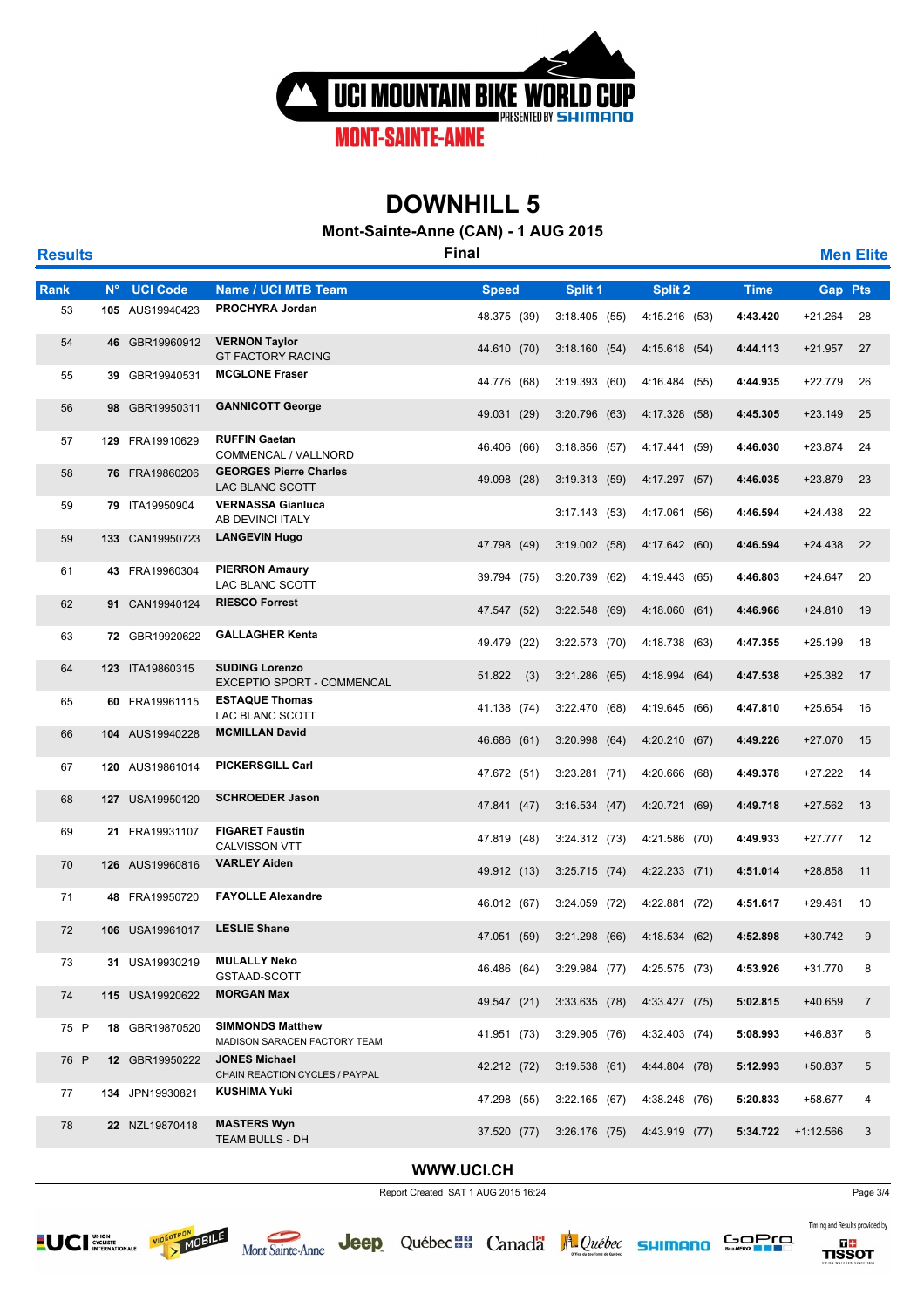UCI MOUNTAIN BIKE WORLD CUP PRESENTED BY SHIMANO

MONT-SAINTE-ANNE

# DOWNHILL 5

## Mont-Sainte-Anne (CAN) - 1 AUG 2015

**Results** — **Final** — **Men Elite**

| Rank | N° | UCI Code | Name / UCI MTB Team | Speed | Split 1 | Split 2 | Time | Gap | Pts |
|---|---|---|---|---|---|---|---|---|---|
| 53 | 105 | AUS19940423 | **PROCHYRA Jordan** | 48.375 (39) | 3:18.405 (55) | 4:15.216 (53) | **4:43.420** | +21.264 | 28 |
| 54 | 46 | GBR19960912 | **VERNON Taylor** GT FACTORY RACING | 44.610 (70) | 3:18.160 (54) | 4:15.618 (54) | **4:44.113** | +21.957 | 27 |
| 55 | 39 | GBR19940531 | **MCGLONE Fraser** | 44.776 (68) | 3:19.393 (60) | 4:16.484 (55) | **4:44.935** | +22.779 | 26 |
| 56 | 98 | GBR19950311 | **GANNICOTT George** | 49.031 (29) | 3:20.796 (63) | 4:17.328 (58) | **4:45.305** | +23.149 | 25 |
| 57 | 129 | FRA19910629 | **RUFFIN Gaetan** COMMENCAL / VALLNORD | 46.406 (66) | 3:18.856 (57) | 4:17.441 (59) | **4:46.030** | +23.874 | 24 |
| 58 | 76 | FRA19860206 | **GEORGES Pierre Charles** LAC BLANC SCOTT | 49.098 (28) | 3:19.313 (59) | 4:17.297 (57) | **4:46.035** | +23.879 | 23 |
| 59 | 79 | ITA19950904 | **VERNASSA Gianluca** AB DEVINCI ITALY | | 3:17.143 (53) | 4:17.061 (56) | **4:46.594** | +24.438 | 22 |
| 59 | 133 | CAN19950723 | **LANGEVIN Hugo** | 47.798 (49) | 3:19.002 (58) | 4:17.642 (60) | **4:46.594** | +24.438 | 22 |
| 61 | 43 | FRA19960304 | **PIERRON Amaury** LAC BLANC SCOTT | 39.794 (75) | 3:20.739 (62) | 4:19.443 (65) | **4:46.803** | +24.647 | 20 |
| 62 | 91 | CAN19940124 | **RIESCO Forrest** | 47.547 (52) | 3:22.548 (69) | 4:18.060 (61) | **4:46.966** | +24.810 | 19 |
| 63 | 72 | GBR19920622 | **GALLAGHER Kenta** | 49.479 (22) | 3:22.573 (70) | 4:18.738 (63) | **4:47.355** | +25.199 | 18 |
| 64 | 123 | ITA19860315 | **SUDING Lorenzo** EXCEPTIO SPORT - COMMENCAL | 51.822 (3) | 3:21.286 (65) | 4:18.994 (64) | **4:47.538** | +25.382 | 17 |
| 65 | 60 | FRA19961115 | **ESTAQUE Thomas** LAC BLANC SCOTT | 41.138 (74) | 3:22.470 (68) | 4:19.645 (66) | **4:47.810** | +25.654 | 16 |
| 66 | 104 | AUS19940228 | **MCMILLAN David** | 46.686 (61) | 3:20.998 (64) | 4:20.210 (67) | **4:49.226** | +27.070 | 15 |
| 67 | 120 | AUS19861014 | **PICKERSGILL Carl** | 47.672 (51) | 3:23.281 (71) | 4:20.666 (68) | **4:49.378** | +27.222 | 14 |
| 68 | 127 | USA19950120 | **SCHROEDER Jason** | 47.841 (47) | 3:16.534 (47) | 4:20.721 (69) | **4:49.718** | +27.562 | 13 |
| 69 | 21 | FRA19931107 | **FIGARET Faustin** CALVISSON VTT | 47.819 (48) | 3:24.312 (73) | 4:21.586 (70) | **4:49.933** | +27.777 | 12 |
| 70 | 126 | AUS19960816 | **VARLEY Aiden** | 49.912 (13) | 3:25.715 (74) | 4:22.233 (71) | **4:51.014** | +28.858 | 11 |
| 71 | 48 | FRA19950720 | **FAYOLLE Alexandre** | 46.012 (67) | 3:24.059 (72) | 4:22.881 (72) | **4:51.617** | +29.461 | 10 |
| 72 | 106 | USA19961017 | **LESLIE Shane** | 47.051 (59) | 3:21.298 (66) | 4:18.534 (62) | **4:52.898** | +30.742 | 9 |
| 73 | 31 | USA19930219 | **MULALLY Neko** GSTAAD-SCOTT | 46.486 (64) | 3:29.984 (77) | 4:25.575 (73) | **4:53.926** | +31.770 | 8 |
| 74 | 115 | USA19920622 | **MORGAN Max** | 49.547 (21) | 3:33.635 (78) | 4:33.427 (75) | **5:02.815** | +40.659 | 7 |
| 75 P | 18 | GBR19870520 | **SIMMONDS Matthew** MADISON SARACEN FACTORY TEAM | 41.951 (73) | 3:29.905 (76) | 4:32.403 (74) | **5:08.993** | +46.837 | 6 |
| 76 P | 12 | GBR19950222 | **JONES Michael** CHAIN REACTION CYCLES / PAYPAL | 42.212 (72) | 3:19.538 (61) | 4:44.804 (78) | **5:12.993** | +50.837 | 5 |
| 77 | 134 | JPN19930821 | **KUSHIMA Yuki** | 47.298 (55) | 3:22.165 (67) | 4:38.248 (76) | **5:20.833** | +58.677 | 4 |
| 78 | 22 | NZL19870418 | **MASTERS Wyn** TEAM BULLS - DH | 37.520 (77) | 3:26.176 (75) | 4:43.919 (77) | **5:34.722** | +1:12.566 | 3 |

**WWW.UCI.CH**

Report Created SAT 1 AUG 2015 16:24

Timing and Results provided by TISSOT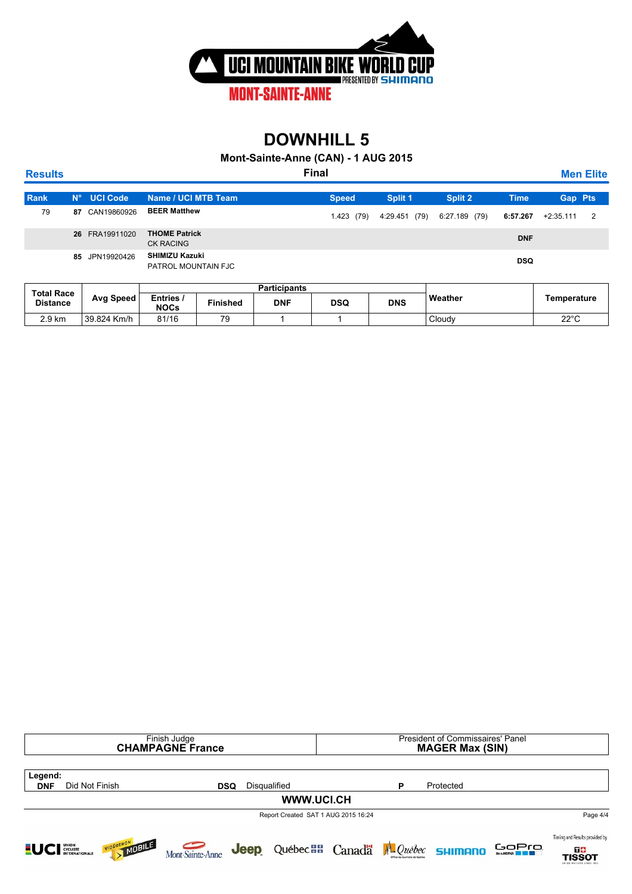UCI MOUNTAIN BIKE WORLD CUP PRESENTED BY SHIMANO
MONT-SAINTE-ANNE

# DOWNHILL 5

**Mont-Sainte-Anne (CAN) - 1 AUG 2015**

**Final**

**Results** | **Men Elite**

| Rank | N° | UCI Code | Name / UCI MTB Team | Speed | Split 1 | Split 2 | Time | Gap | Pts |
|---|---|---|---|---|---|---|---|---|---|
| 79 | 87 | CAN19860926 | **BEER Matthew** | 1.423 (79) | 4:29.451 (79) | 6:27.189 (79) | **6:57.267** | +2:35.111 | 2 |
| | 26 | FRA19911020 | **THOME Patrick** CK RACING | | | | **DNF** | | |
| | 85 | JPN19920426 | **SHIMIZU Kazuki** PATROL MOUNTAIN FJC | | | | **DSQ** | | |

| Total Race Distance | Avg Speed | Participants | | | | | Weather | Temperature |
|---|---|---|---|---|---|---|---|---|
| | | Entries / NOCs | Finished | DNF | DSQ | DNS | | |
| 2.9 km | 39.824 Km/h | 81/16 | 79 | 1 | 1 | | Cloudy | 22°C |

| Finish Judge | President of Commissaires' Panel |
|---|---|
| **CHAMPAGNE France** | **MAGER Max (SIN)** |

**Legend:**
**DNF** Did Not Finish **DSQ** Disqualified **P** Protected

**WWW.UCI.CH**

Report Created SAT 1 AUG 2015 16:24

Timing and Results provided by TISSOT